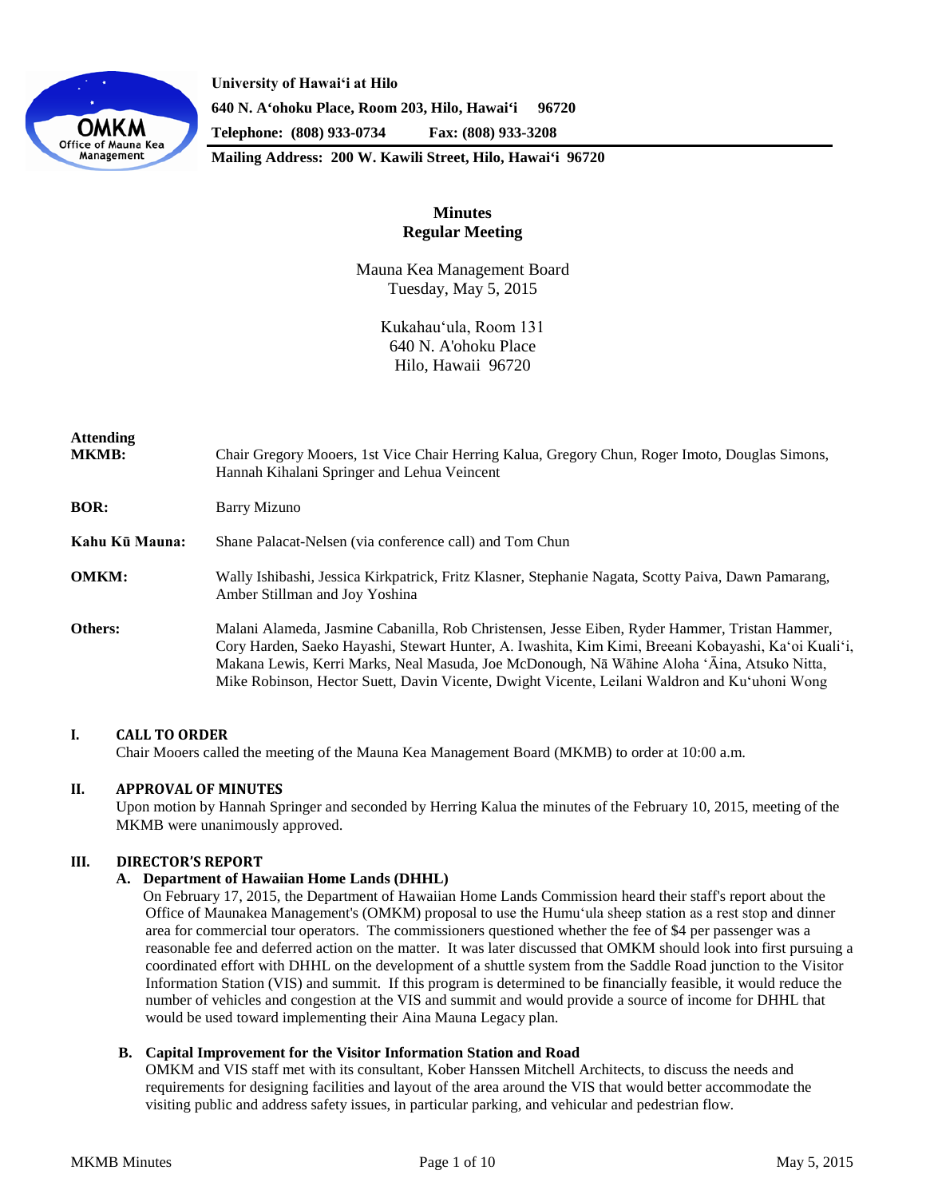University of Hawaiʻi at Hilo
640 N. Aʻohoku Place, Room 203, Hilo, Hawaiʻi 96720
Telephone: (808) 933-0734 Fax: (808) 933-3208
Mailing Address: 200 W. Kawili Street, Hilo, Hawaiʻi 96720

# Minutes
## Regular Meeting

Mauna Kea Management Board
Tuesday, May 5, 2015

Kukahauʻula, Room 131
640 N. A'ohoku Place
Hilo, Hawaii 96720

**Attending**

**MKMB:** Chair Gregory Mooers, 1st Vice Chair Herring Kalua, Gregory Chun, Roger Imoto, Douglas Simons, Hannah Kihalani Springer and Lehua Veincent

**BOR:** Barry Mizuno

**Kahu Kū Mauna:** Shane Palacat-Nelsen (via conference call) and Tom Chun

**OMKM:** Wally Ishibashi, Jessica Kirkpatrick, Fritz Klasner, Stephanie Nagata, Scotty Paiva, Dawn Pamarang, Amber Stillman and Joy Yoshina

**Others:** Malani Alameda, Jasmine Cabanilla, Rob Christensen, Jesse Eiben, Ryder Hammer, Tristan Hammer, Cory Harden, Saeko Hayashi, Stewart Hunter, A. Iwashita, Kim Kimi, Breeani Kobayashi, Kaʻoi Kualiʻi, Makana Lewis, Kerri Marks, Neal Masuda, Joe McDonough, Nā Wāhine Aloha ʻĀina, Atsuko Nitta, Mike Robinson, Hector Suett, Davin Vicente, Dwight Vicente, Leilani Waldron and Kuʻuhoni Wong

## I. CALL TO ORDER

Chair Mooers called the meeting of the Mauna Kea Management Board (MKMB) to order at 10:00 a.m.

## II. APPROVAL OF MINUTES

Upon motion by Hannah Springer and seconded by Herring Kalua the minutes of the February 10, 2015, meeting of the MKMB were unanimously approved.

## III. DIRECTOR'S REPORT

### A. Department of Hawaiian Home Lands (DHHL)

On February 17, 2015, the Department of Hawaiian Home Lands Commission heard their staff's report about the Office of Maunakea Management's (OMKM) proposal to use the Humuʻula sheep station as a rest stop and dinner area for commercial tour operators. The commissioners questioned whether the fee of $4 per passenger was a reasonable fee and deferred action on the matter. It was later discussed that OMKM should look into first pursuing a coordinated effort with DHHL on the development of a shuttle system from the Saddle Road junction to the Visitor Information Station (VIS) and summit. If this program is determined to be financially feasible, it would reduce the number of vehicles and congestion at the VIS and summit and would provide a source of income for DHHL that would be used toward implementing their Aina Mauna Legacy plan.

### B. Capital Improvement for the Visitor Information Station and Road

OMKM and VIS staff met with its consultant, Kober Hanssen Mitchell Architects, to discuss the needs and requirements for designing facilities and layout of the area around the VIS that would better accommodate the visiting public and address safety issues, in particular parking, and vehicular and pedestrian flow.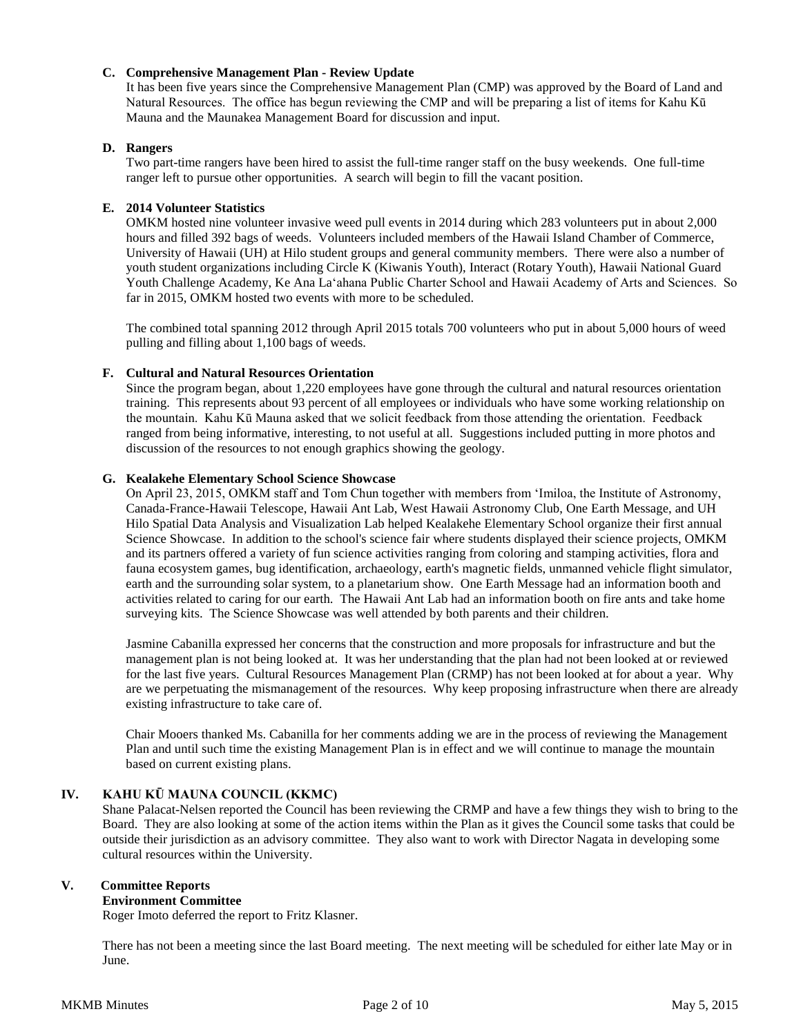### C. Comprehensive Management Plan - Review Update

It has been five years since the Comprehensive Management Plan (CMP) was approved by the Board of Land and Natural Resources. The office has begun reviewing the CMP and will be preparing a list of items for Kahu Kū Mauna and the Maunakea Management Board for discussion and input.

### D. Rangers

Two part-time rangers have been hired to assist the full-time ranger staff on the busy weekends. One full-time ranger left to pursue other opportunities. A search will begin to fill the vacant position.

### E. 2014 Volunteer Statistics

OMKM hosted nine volunteer invasive weed pull events in 2014 during which 283 volunteers put in about 2,000 hours and filled 392 bags of weeds. Volunteers included members of the Hawaii Island Chamber of Commerce, University of Hawaii (UH) at Hilo student groups and general community members. There were also a number of youth student organizations including Circle K (Kiwanis Youth), Interact (Rotary Youth), Hawaii National Guard Youth Challenge Academy, Ke Ana La'ahana Public Charter School and Hawaii Academy of Arts and Sciences. So far in 2015, OMKM hosted two events with more to be scheduled.

The combined total spanning 2012 through April 2015 totals 700 volunteers who put in about 5,000 hours of weed pulling and filling about 1,100 bags of weeds.

### F. Cultural and Natural Resources Orientation

Since the program began, about 1,220 employees have gone through the cultural and natural resources orientation training. This represents about 93 percent of all employees or individuals who have some working relationship on the mountain. Kahu Kū Mauna asked that we solicit feedback from those attending the orientation. Feedback ranged from being informative, interesting, to not useful at all. Suggestions included putting in more photos and discussion of the resources to not enough graphics showing the geology.

### G. Kealakehe Elementary School Science Showcase

On April 23, 2015, OMKM staff and Tom Chun together with members from 'Imiloa, the Institute of Astronomy, Canada-France-Hawaii Telescope, Hawaii Ant Lab, West Hawaii Astronomy Club, One Earth Message, and UH Hilo Spatial Data Analysis and Visualization Lab helped Kealakehe Elementary School organize their first annual Science Showcase. In addition to the school's science fair where students displayed their science projects, OMKM and its partners offered a variety of fun science activities ranging from coloring and stamping activities, flora and fauna ecosystem games, bug identification, archaeology, earth's magnetic fields, unmanned vehicle flight simulator, earth and the surrounding solar system, to a planetarium show. One Earth Message had an information booth and activities related to caring for our earth. The Hawaii Ant Lab had an information booth on fire ants and take home surveying kits. The Science Showcase was well attended by both parents and their children.

Jasmine Cabanilla expressed her concerns that the construction and more proposals for infrastructure and but the management plan is not being looked at. It was her understanding that the plan had not been looked at or reviewed for the last five years. Cultural Resources Management Plan (CRMP) has not been looked at for about a year. Why are we perpetuating the mismanagement of the resources. Why keep proposing infrastructure when there are already existing infrastructure to take care of.

Chair Mooers thanked Ms. Cabanilla for her comments adding we are in the process of reviewing the Management Plan and until such time the existing Management Plan is in effect and we will continue to manage the mountain based on current existing plans.

## IV. KAHU KŪ MAUNA COUNCIL (KKMC)

Shane Palacat-Nelsen reported the Council has been reviewing the CRMP and have a few things they wish to bring to the Board. They are also looking at some of the action items within the Plan as it gives the Council some tasks that could be outside their jurisdiction as an advisory committee. They also want to work with Director Nagata in developing some cultural resources within the University.

## V. Committee Reports

**Environment Committee**

Roger Imoto deferred the report to Fritz Klasner.

There has not been a meeting since the last Board meeting. The next meeting will be scheduled for either late May or in June.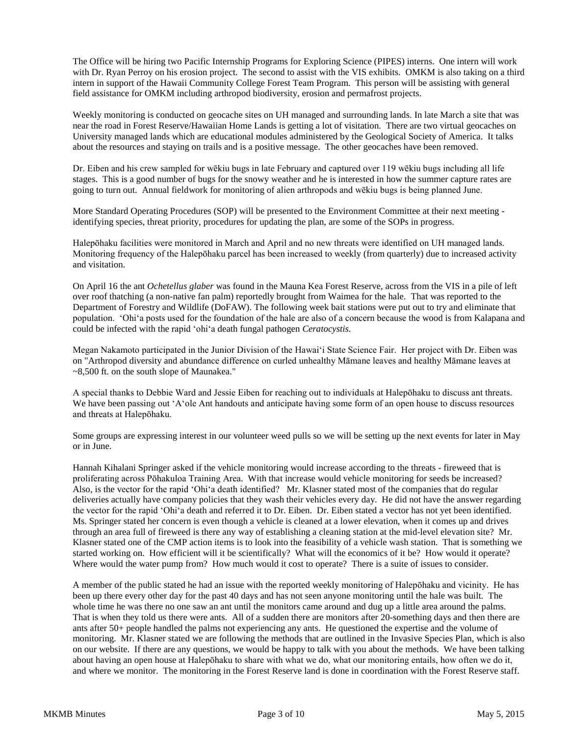The Office will be hiring two Pacific Internship Programs for Exploring Science (PIPES) interns. One intern will work with Dr. Ryan Perroy on his erosion project. The second to assist with the VIS exhibits. OMKM is also taking on a third intern in support of the Hawaii Community College Forest Team Program. This person will be assisting with general field assistance for OMKM including arthropod biodiversity, erosion and permafrost projects.

Weekly monitoring is conducted on geocache sites on UH managed and surrounding lands. In late March a site that was near the road in Forest Reserve/Hawaiian Home Lands is getting a lot of visitation. There are two virtual geocaches on University managed lands which are educational modules administered by the Geological Society of America. It talks about the resources and staying on trails and is a positive message. The other geocaches have been removed.

Dr. Eiben and his crew sampled for wēkiu bugs in late February and captured over 119 wēkiu bugs including all life stages. This is a good number of bugs for the snowy weather and he is interested in how the summer capture rates are going to turn out. Annual fieldwork for monitoring of alien arthropods and wēkiu bugs is being planned June.

More Standard Operating Procedures (SOP) will be presented to the Environment Committee at their next meeting - identifying species, threat priority, procedures for updating the plan, are some of the SOPs in progress.

Halepōhaku facilities were monitored in March and April and no new threats were identified on UH managed lands. Monitoring frequency of the Halepōhaku parcel has been increased to weekly (from quarterly) due to increased activity and visitation.

On April 16 the ant *Ochetellus glaber* was found in the Mauna Kea Forest Reserve, across from the VIS in a pile of left over roof thatching (a non-native fan palm) reportedly brought from Waimea for the hale. That was reported to the Department of Forestry and Wildlife (DoFAW). The following week bait stations were put out to try and eliminate that population. ʻOhiʻa posts used for the foundation of the hale are also of a concern because the wood is from Kalapana and could be infected with the rapid ʻohiʻa death fungal pathogen *Ceratocystis*.

Megan Nakamoto participated in the Junior Division of the Hawaiʻi State Science Fair. Her project with Dr. Eiben was on "Arthropod diversity and abundance difference on curled unhealthy Māmane leaves and healthy Māmane leaves at ~8,500 ft. on the south slope of Maunakea."

A special thanks to Debbie Ward and Jessie Eiben for reaching out to individuals at Halepōhaku to discuss ant threats. We have been passing out ʻAʻole Ant handouts and anticipate having some form of an open house to discuss resources and threats at Halepōhaku.

Some groups are expressing interest in our volunteer weed pulls so we will be setting up the next events for later in May or in June.

Hannah Kihalani Springer asked if the vehicle monitoring would increase according to the threats - fireweed that is proliferating across Pōhakuloa Training Area. With that increase would vehicle monitoring for seeds be increased? Also, is the vector for the rapid ʻOhiʻa death identified? Mr. Klasner stated most of the companies that do regular deliveries actually have company policies that they wash their vehicles every day. He did not have the answer regarding the vector for the rapid ʻOhiʻa death and referred it to Dr. Eiben. Dr. Eiben stated a vector has not yet been identified. Ms. Springer stated her concern is even though a vehicle is cleaned at a lower elevation, when it comes up and drives through an area full of fireweed is there any way of establishing a cleaning station at the mid-level elevation site? Mr. Klasner stated one of the CMP action items is to look into the feasibility of a vehicle wash station. That is something we started working on. How efficient will it be scientifically? What will the economics of it be? How would it operate? Where would the water pump from? How much would it cost to operate? There is a suite of issues to consider.

A member of the public stated he had an issue with the reported weekly monitoring of Halepōhaku and vicinity. He has been up there every other day for the past 40 days and has not seen anyone monitoring until the hale was built. The whole time he was there no one saw an ant until the monitors came around and dug up a little area around the palms. That is when they told us there were ants. All of a sudden there are monitors after 20-something days and then there are ants after 50+ people handled the palms not experiencing any ants. He questioned the expertise and the volume of monitoring. Mr. Klasner stated we are following the methods that are outlined in the Invasive Species Plan, which is also on our website. If there are any questions, we would be happy to talk with you about the methods. We have been talking about having an open house at Halepōhaku to share with what we do, what our monitoring entails, how often we do it, and where we monitor. The monitoring in the Forest Reserve land is done in coordination with the Forest Reserve staff.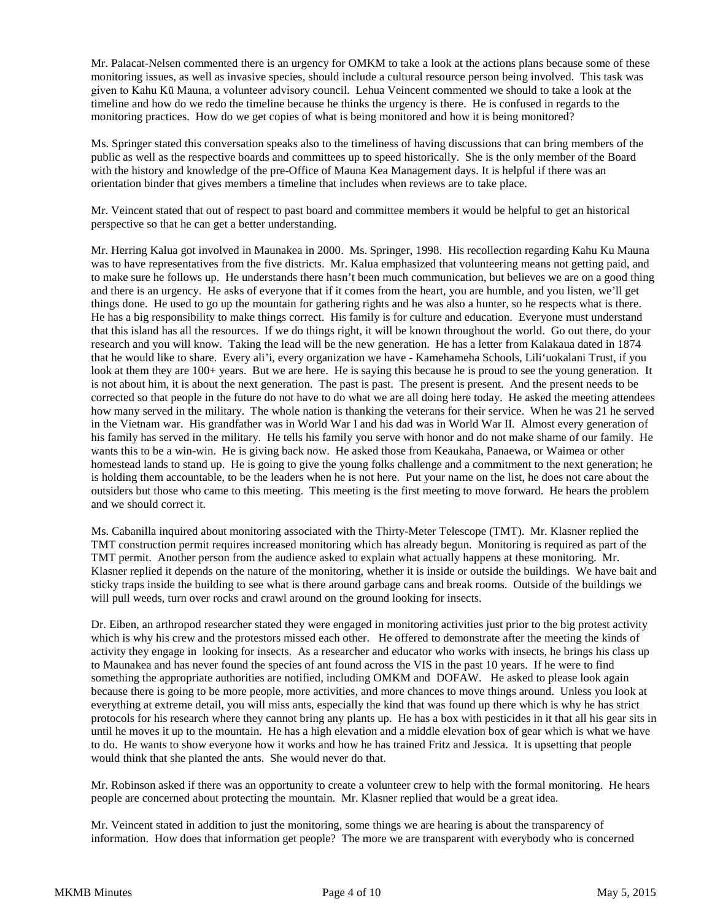Mr. Palacat-Nelsen commented there is an urgency for OMKM to take a look at the actions plans because some of these monitoring issues, as well as invasive species, should include a cultural resource person being involved. This task was given to Kahu Kū Mauna, a volunteer advisory council. Lehua Veincent commented we should to take a look at the timeline and how do we redo the timeline because he thinks the urgency is there. He is confused in regards to the monitoring practices. How do we get copies of what is being monitored and how it is being monitored?

Ms. Springer stated this conversation speaks also to the timeliness of having discussions that can bring members of the public as well as the respective boards and committees up to speed historically. She is the only member of the Board with the history and knowledge of the pre-Office of Mauna Kea Management days. It is helpful if there was an orientation binder that gives members a timeline that includes when reviews are to take place.

Mr. Veincent stated that out of respect to past board and committee members it would be helpful to get an historical perspective so that he can get a better understanding.

Mr. Herring Kalua got involved in Maunakea in 2000. Ms. Springer, 1998. His recollection regarding Kahu Ku Mauna was to have representatives from the five districts. Mr. Kalua emphasized that volunteering means not getting paid, and to make sure he follows up. He understands there hasn't been much communication, but believes we are on a good thing and there is an urgency. He asks of everyone that if it comes from the heart, you are humble, and you listen, we'll get things done. He used to go up the mountain for gathering rights and he was also a hunter, so he respects what is there. He has a big responsibility to make things correct. His family is for culture and education. Everyone must understand that this island has all the resources. If we do things right, it will be known throughout the world. Go out there, do your research and you will know. Taking the lead will be the new generation. He has a letter from Kalakaua dated in 1874 that he would like to share. Every ali'i, every organization we have - Kamehameha Schools, Lili'uokalani Trust, if you look at them they are 100+ years. But we are here. He is saying this because he is proud to see the young generation. It is not about him, it is about the next generation. The past is past. The present is present. And the present needs to be corrected so that people in the future do not have to do what we are all doing here today. He asked the meeting attendees how many served in the military. The whole nation is thanking the veterans for their service. When he was 21 he served in the Vietnam war. His grandfather was in World War I and his dad was in World War II. Almost every generation of his family has served in the military. He tells his family you serve with honor and do not make shame of our family. He wants this to be a win-win. He is giving back now. He asked those from Keaukaha, Panaewa, or Waimea or other homestead lands to stand up. He is going to give the young folks challenge and a commitment to the next generation; he is holding them accountable, to be the leaders when he is not here. Put your name on the list, he does not care about the outsiders but those who came to this meeting. This meeting is the first meeting to move forward. He hears the problem and we should correct it.

Ms. Cabanilla inquired about monitoring associated with the Thirty-Meter Telescope (TMT). Mr. Klasner replied the TMT construction permit requires increased monitoring which has already begun. Monitoring is required as part of the TMT permit. Another person from the audience asked to explain what actually happens at these monitoring. Mr. Klasner replied it depends on the nature of the monitoring, whether it is inside or outside the buildings. We have bait and sticky traps inside the building to see what is there around garbage cans and break rooms. Outside of the buildings we will pull weeds, turn over rocks and crawl around on the ground looking for insects.

Dr. Eiben, an arthropod researcher stated they were engaged in monitoring activities just prior to the big protest activity which is why his crew and the protestors missed each other. He offered to demonstrate after the meeting the kinds of activity they engage in looking for insects. As a researcher and educator who works with insects, he brings his class up to Maunakea and has never found the species of ant found across the VIS in the past 10 years. If he were to find something the appropriate authorities are notified, including OMKM and DOFAW. He asked to please look again because there is going to be more people, more activities, and more chances to move things around. Unless you look at everything at extreme detail, you will miss ants, especially the kind that was found up there which is why he has strict protocols for his research where they cannot bring any plants up. He has a box with pesticides in it that all his gear sits in until he moves it up to the mountain. He has a high elevation and a middle elevation box of gear which is what we have to do. He wants to show everyone how it works and how he has trained Fritz and Jessica. It is upsetting that people would think that she planted the ants. She would never do that.

Mr. Robinson asked if there was an opportunity to create a volunteer crew to help with the formal monitoring. He hears people are concerned about protecting the mountain. Mr. Klasner replied that would be a great idea.

Mr. Veincent stated in addition to just the monitoring, some things we are hearing is about the transparency of information. How does that information get people? The more we are transparent with everybody who is concerned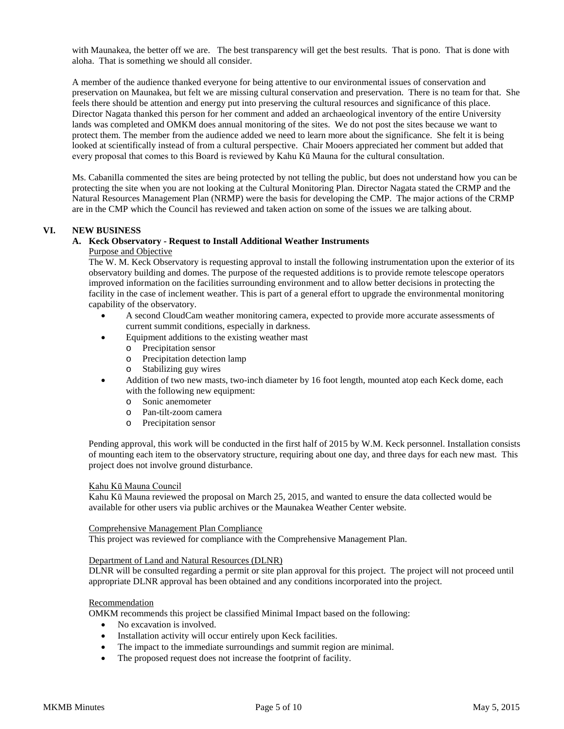with Maunakea, the better off we are. The best transparency will get the best results. That is pono. That is done with aloha. That is something we should all consider.

A member of the audience thanked everyone for being attentive to our environmental issues of conservation and preservation on Maunakea, but felt we are missing cultural conservation and preservation. There is no team for that. She feels there should be attention and energy put into preserving the cultural resources and significance of this place. Director Nagata thanked this person for her comment and added an archaeological inventory of the entire University lands was completed and OMKM does annual monitoring of the sites. We do not post the sites because we want to protect them. The member from the audience added we need to learn more about the significance. She felt it is being looked at scientifically instead of from a cultural perspective. Chair Mooers appreciated her comment but added that every proposal that comes to this Board is reviewed by Kahu Kū Mauna for the cultural consultation.

Ms. Cabanilla commented the sites are being protected by not telling the public, but does not understand how you can be protecting the site when you are not looking at the Cultural Monitoring Plan. Director Nagata stated the CRMP and the Natural Resources Management Plan (NRMP) were the basis for developing the CMP. The major actions of the CRMP are in the CMP which the Council has reviewed and taken action on some of the issues we are talking about.

## VI. NEW BUSINESS

### A. Keck Observatory - Request to Install Additional Weather Instruments

Purpose and Objective

The W. M. Keck Observatory is requesting approval to install the following instrumentation upon the exterior of its observatory building and domes. The purpose of the requested additions is to provide remote telescope operators improved information on the facilities surrounding environment and to allow better decisions in protecting the facility in the case of inclement weather. This is part of a general effort to upgrade the environmental monitoring capability of the observatory.

- A second CloudCam weather monitoring camera, expected to provide more accurate assessments of current summit conditions, especially in darkness.
- Equipment additions to the existing weather mast
  - Precipitation sensor
  - Precipitation detection lamp
  - Stabilizing guy wires
- Addition of two new masts, two-inch diameter by 16 foot length, mounted atop each Keck dome, each with the following new equipment:
  - Sonic anemometer
  - Pan-tilt-zoom camera
  - Precipitation sensor

Pending approval, this work will be conducted in the first half of 2015 by W.M. Keck personnel. Installation consists of mounting each item to the observatory structure, requiring about one day, and three days for each new mast. This project does not involve ground disturbance.

Kahu Kū Mauna Council

Kahu Kū Mauna reviewed the proposal on March 25, 2015, and wanted to ensure the data collected would be available for other users via public archives or the Maunakea Weather Center website.

Comprehensive Management Plan Compliance

This project was reviewed for compliance with the Comprehensive Management Plan.

Department of Land and Natural Resources (DLNR)

DLNR will be consulted regarding a permit or site plan approval for this project. The project will not proceed until appropriate DLNR approval has been obtained and any conditions incorporated into the project.

Recommendation

OMKM recommends this project be classified Minimal Impact based on the following:

- No excavation is involved.
- Installation activity will occur entirely upon Keck facilities.
- The impact to the immediate surroundings and summit region are minimal.
- The proposed request does not increase the footprint of facility.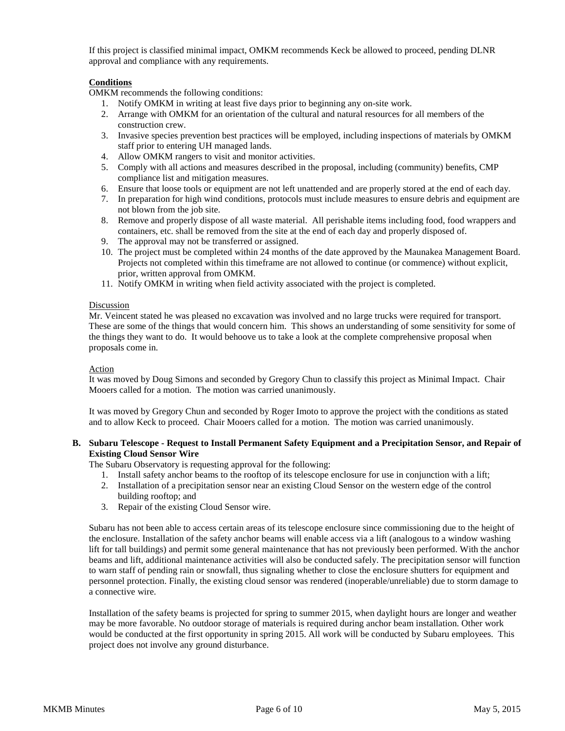If this project is classified minimal impact, OMKM recommends Keck be allowed to proceed, pending DLNR approval and compliance with any requirements.

**Conditions**

OMKM recommends the following conditions:

1. Notify OMKM in writing at least five days prior to beginning any on-site work.
2. Arrange with OMKM for an orientation of the cultural and natural resources for all members of the construction crew.
3. Invasive species prevention best practices will be employed, including inspections of materials by OMKM staff prior to entering UH managed lands.
4. Allow OMKM rangers to visit and monitor activities.
5. Comply with all actions and measures described in the proposal, including (community) benefits, CMP compliance list and mitigation measures.
6. Ensure that loose tools or equipment are not left unattended and are properly stored at the end of each day.
7. In preparation for high wind conditions, protocols must include measures to ensure debris and equipment are not blown from the job site.
8. Remove and properly dispose of all waste material. All perishable items including food, food wrappers and containers, etc. shall be removed from the site at the end of each day and properly disposed of.
9. The approval may not be transferred or assigned.
10. The project must be completed within 24 months of the date approved by the Maunakea Management Board. Projects not completed within this timeframe are not allowed to continue (or commence) without explicit, prior, written approval from OMKM.
11. Notify OMKM in writing when field activity associated with the project is completed.

Discussion

Mr. Veincent stated he was pleased no excavation was involved and no large trucks were required for transport. These are some of the things that would concern him. This shows an understanding of some sensitivity for some of the things they want to do. It would behoove us to take a look at the complete comprehensive proposal when proposals come in.

Action

It was moved by Doug Simons and seconded by Gregory Chun to classify this project as Minimal Impact. Chair Mooers called for a motion. The motion was carried unanimously.

It was moved by Gregory Chun and seconded by Roger Imoto to approve the project with the conditions as stated and to allow Keck to proceed. Chair Mooers called for a motion. The motion was carried unanimously.

**B. Subaru Telescope - Request to Install Permanent Safety Equipment and a Precipitation Sensor, and Repair of Existing Cloud Sensor Wire**

The Subaru Observatory is requesting approval for the following:

1. Install safety anchor beams to the rooftop of its telescope enclosure for use in conjunction with a lift;
2. Installation of a precipitation sensor near an existing Cloud Sensor on the western edge of the control building rooftop; and
3. Repair of the existing Cloud Sensor wire.

Subaru has not been able to access certain areas of its telescope enclosure since commissioning due to the height of the enclosure. Installation of the safety anchor beams will enable access via a lift (analogous to a window washing lift for tall buildings) and permit some general maintenance that has not previously been performed. With the anchor beams and lift, additional maintenance activities will also be conducted safely. The precipitation sensor will function to warn staff of pending rain or snowfall, thus signaling whether to close the enclosure shutters for equipment and personnel protection. Finally, the existing cloud sensor was rendered (inoperable/unreliable) due to storm damage to a connective wire.

Installation of the safety beams is projected for spring to summer 2015, when daylight hours are longer and weather may be more favorable. No outdoor storage of materials is required during anchor beam installation. Other work would be conducted at the first opportunity in spring 2015. All work will be conducted by Subaru employees. This project does not involve any ground disturbance.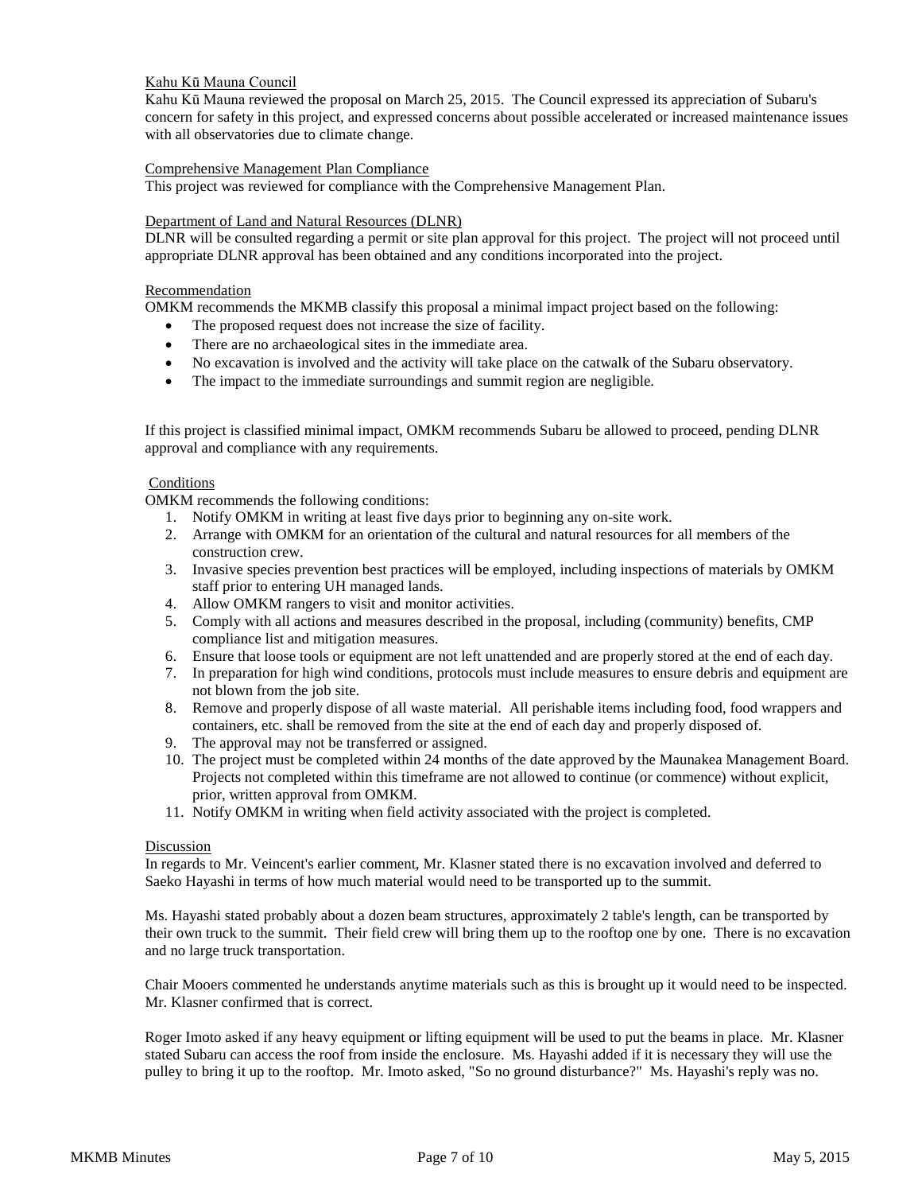Kahu Kū Mauna Council

Kahu Kū Mauna reviewed the proposal on March 25, 2015. The Council expressed its appreciation of Subaru's concern for safety in this project, and expressed concerns about possible accelerated or increased maintenance issues with all observatories due to climate change.

Comprehensive Management Plan Compliance

This project was reviewed for compliance with the Comprehensive Management Plan.

Department of Land and Natural Resources (DLNR)

DLNR will be consulted regarding a permit or site plan approval for this project. The project will not proceed until appropriate DLNR approval has been obtained and any conditions incorporated into the project.

Recommendation

OMKM recommends the MKMB classify this proposal a minimal impact project based on the following:

- The proposed request does not increase the size of facility.
- There are no archaeological sites in the immediate area.
- No excavation is involved and the activity will take place on the catwalk of the Subaru observatory.
- The impact to the immediate surroundings and summit region are negligible.

If this project is classified minimal impact, OMKM recommends Subaru be allowed to proceed, pending DLNR approval and compliance with any requirements.

Conditions

OMKM recommends the following conditions:

1. Notify OMKM in writing at least five days prior to beginning any on-site work.
2. Arrange with OMKM for an orientation of the cultural and natural resources for all members of the construction crew.
3. Invasive species prevention best practices will be employed, including inspections of materials by OMKM staff prior to entering UH managed lands.
4. Allow OMKM rangers to visit and monitor activities.
5. Comply with all actions and measures described in the proposal, including (community) benefits, CMP compliance list and mitigation measures.
6. Ensure that loose tools or equipment are not left unattended and are properly stored at the end of each day.
7. In preparation for high wind conditions, protocols must include measures to ensure debris and equipment are not blown from the job site.
8. Remove and properly dispose of all waste material. All perishable items including food, food wrappers and containers, etc. shall be removed from the site at the end of each day and properly disposed of.
9. The approval may not be transferred or assigned.
10. The project must be completed within 24 months of the date approved by the Maunakea Management Board. Projects not completed within this timeframe are not allowed to continue (or commence) without explicit, prior, written approval from OMKM.
11. Notify OMKM in writing when field activity associated with the project is completed.

Discussion

In regards to Mr. Veincent's earlier comment, Mr. Klasner stated there is no excavation involved and deferred to Saeko Hayashi in terms of how much material would need to be transported up to the summit.

Ms. Hayashi stated probably about a dozen beam structures, approximately 2 table's length, can be transported by their own truck to the summit. Their field crew will bring them up to the rooftop one by one. There is no excavation and no large truck transportation.

Chair Mooers commented he understands anytime materials such as this is brought up it would need to be inspected. Mr. Klasner confirmed that is correct.

Roger Imoto asked if any heavy equipment or lifting equipment will be used to put the beams in place. Mr. Klasner stated Subaru can access the roof from inside the enclosure. Ms. Hayashi added if it is necessary they will use the pulley to bring it up to the rooftop. Mr. Imoto asked, "So no ground disturbance?" Ms. Hayashi's reply was no.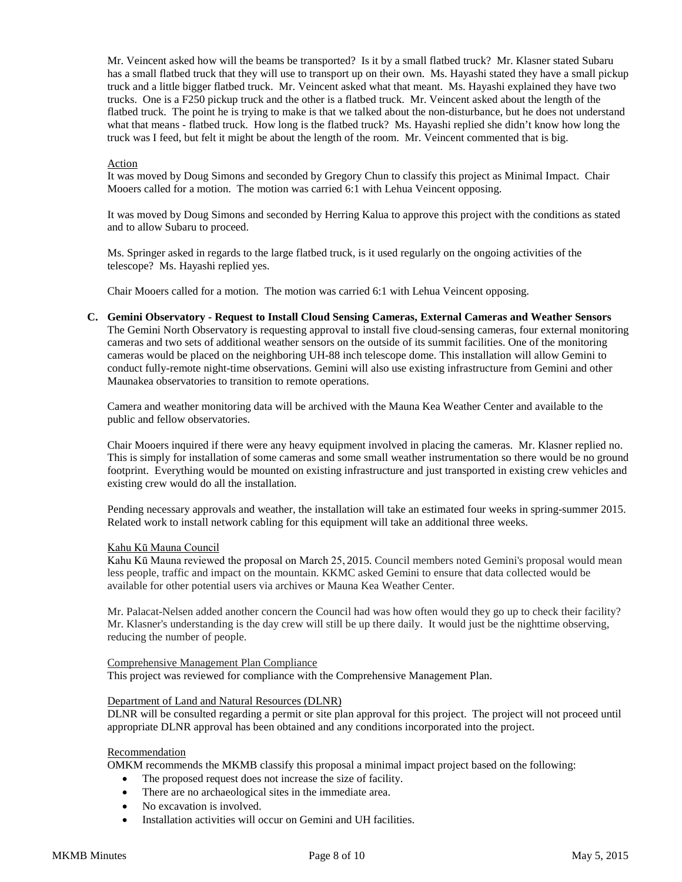Mr. Veincent asked how will the beams be transported? Is it by a small flatbed truck? Mr. Klasner stated Subaru has a small flatbed truck that they will use to transport up on their own. Ms. Hayashi stated they have a small pickup truck and a little bigger flatbed truck. Mr. Veincent asked what that meant. Ms. Hayashi explained they have two trucks. One is a F250 pickup truck and the other is a flatbed truck. Mr. Veincent asked about the length of the flatbed truck. The point he is trying to make is that we talked about the non-disturbance, but he does not understand what that means - flatbed truck. How long is the flatbed truck? Ms. Hayashi replied she didn't know how long the truck was I feed, but felt it might be about the length of the room. Mr. Veincent commented that is big.

Action

It was moved by Doug Simons and seconded by Gregory Chun to classify this project as Minimal Impact. Chair Mooers called for a motion. The motion was carried 6:1 with Lehua Veincent opposing.

It was moved by Doug Simons and seconded by Herring Kalua to approve this project with the conditions as stated and to allow Subaru to proceed.

Ms. Springer asked in regards to the large flatbed truck, is it used regularly on the ongoing activities of the telescope? Ms. Hayashi replied yes.

Chair Mooers called for a motion. The motion was carried 6:1 with Lehua Veincent opposing.

**C. Gemini Observatory - Request to Install Cloud Sensing Cameras, External Cameras and Weather Sensors**

The Gemini North Observatory is requesting approval to install five cloud-sensing cameras, four external monitoring cameras and two sets of additional weather sensors on the outside of its summit facilities. One of the monitoring cameras would be placed on the neighboring UH-88 inch telescope dome. This installation will allow Gemini to conduct fully-remote night-time observations. Gemini will also use existing infrastructure from Gemini and other Maunakea observatories to transition to remote operations.

Camera and weather monitoring data will be archived with the Mauna Kea Weather Center and available to the public and fellow observatories.

Chair Mooers inquired if there were any heavy equipment involved in placing the cameras. Mr. Klasner replied no. This is simply for installation of some cameras and some small weather instrumentation so there would be no ground footprint. Everything would be mounted on existing infrastructure and just transported in existing crew vehicles and existing crew would do all the installation.

Pending necessary approvals and weather, the installation will take an estimated four weeks in spring-summer 2015. Related work to install network cabling for this equipment will take an additional three weeks.

Kahu Kū Mauna Council

Kahu Kū Mauna reviewed the proposal on March 25, 2015. Council members noted Gemini's proposal would mean less people, traffic and impact on the mountain. KKMC asked Gemini to ensure that data collected would be available for other potential users via archives or Mauna Kea Weather Center.

Mr. Palacat-Nelsen added another concern the Council had was how often would they go up to check their facility? Mr. Klasner's understanding is the day crew will still be up there daily. It would just be the nighttime observing, reducing the number of people.

Comprehensive Management Plan Compliance

This project was reviewed for compliance with the Comprehensive Management Plan.

Department of Land and Natural Resources (DLNR)

DLNR will be consulted regarding a permit or site plan approval for this project. The project will not proceed until appropriate DLNR approval has been obtained and any conditions incorporated into the project.

Recommendation

OMKM recommends the MKMB classify this proposal a minimal impact project based on the following:

- The proposed request does not increase the size of facility.
- There are no archaeological sites in the immediate area.
- No excavation is involved.
- Installation activities will occur on Gemini and UH facilities.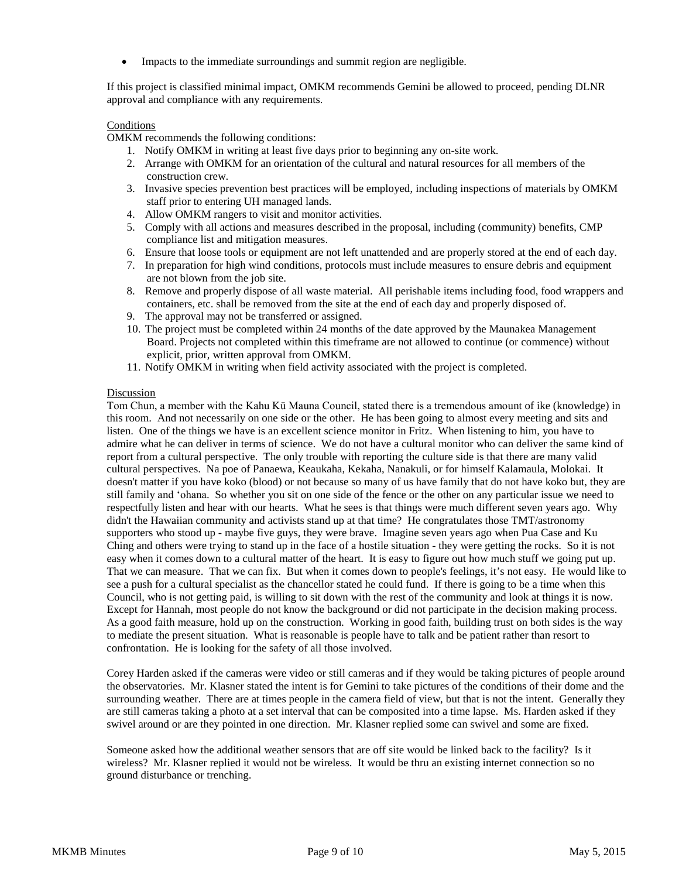- Impacts to the immediate surroundings and summit region are negligible.

If this project is classified minimal impact, OMKM recommends Gemini be allowed to proceed, pending DLNR approval and compliance with any requirements.

Conditions

OMKM recommends the following conditions:

1. Notify OMKM in writing at least five days prior to beginning any on-site work.
2. Arrange with OMKM for an orientation of the cultural and natural resources for all members of the construction crew.
3. Invasive species prevention best practices will be employed, including inspections of materials by OMKM staff prior to entering UH managed lands.
4. Allow OMKM rangers to visit and monitor activities.
5. Comply with all actions and measures described in the proposal, including (community) benefits, CMP compliance list and mitigation measures.
6. Ensure that loose tools or equipment are not left unattended and are properly stored at the end of each day.
7. In preparation for high wind conditions, protocols must include measures to ensure debris and equipment are not blown from the job site.
8. Remove and properly dispose of all waste material. All perishable items including food, food wrappers and containers, etc. shall be removed from the site at the end of each day and properly disposed of.
9. The approval may not be transferred or assigned.
10. The project must be completed within 24 months of the date approved by the Maunakea Management Board. Projects not completed within this timeframe are not allowed to continue (or commence) without explicit, prior, written approval from OMKM.
11. Notify OMKM in writing when field activity associated with the project is completed.

Discussion

Tom Chun, a member with the Kahu Kū Mauna Council, stated there is a tremendous amount of ike (knowledge) in this room. And not necessarily on one side or the other. He has been going to almost every meeting and sits and listen. One of the things we have is an excellent science monitor in Fritz. When listening to him, you have to admire what he can deliver in terms of science. We do not have a cultural monitor who can deliver the same kind of report from a cultural perspective. The only trouble with reporting the culture side is that there are many valid cultural perspectives. Na poe of Panaewa, Keaukaha, Kekaha, Nanakuli, or for himself Kalamaula, Molokai. It doesn't matter if you have koko (blood) or not because so many of us have family that do not have koko but, they are still family and ʻohana. So whether you sit on one side of the fence or the other on any particular issue we need to respectfully listen and hear with our hearts. What he sees is that things were much different seven years ago. Why didn't the Hawaiian community and activists stand up at that time? He congratulates those TMT/astronomy supporters who stood up - maybe five guys, they were brave. Imagine seven years ago when Pua Case and Ku Ching and others were trying to stand up in the face of a hostile situation - they were getting the rocks. So it is not easy when it comes down to a cultural matter of the heart. It is easy to figure out how much stuff we going put up. That we can measure. That we can fix. But when it comes down to people's feelings, it's not easy. He would like to see a push for a cultural specialist as the chancellor stated he could fund. If there is going to be a time when this Council, who is not getting paid, is willing to sit down with the rest of the community and look at things it is now. Except for Hannah, most people do not know the background or did not participate in the decision making process. As a good faith measure, hold up on the construction. Working in good faith, building trust on both sides is the way to mediate the present situation. What is reasonable is people have to talk and be patient rather than resort to confrontation. He is looking for the safety of all those involved.

Corey Harden asked if the cameras were video or still cameras and if they would be taking pictures of people around the observatories. Mr. Klasner stated the intent is for Gemini to take pictures of the conditions of their dome and the surrounding weather. There are at times people in the camera field of view, but that is not the intent. Generally they are still cameras taking a photo at a set interval that can be composited into a time lapse. Ms. Harden asked if they swivel around or are they pointed in one direction. Mr. Klasner replied some can swivel and some are fixed.

Someone asked how the additional weather sensors that are off site would be linked back to the facility? Is it wireless? Mr. Klasner replied it would not be wireless. It would be thru an existing internet connection so no ground disturbance or trenching.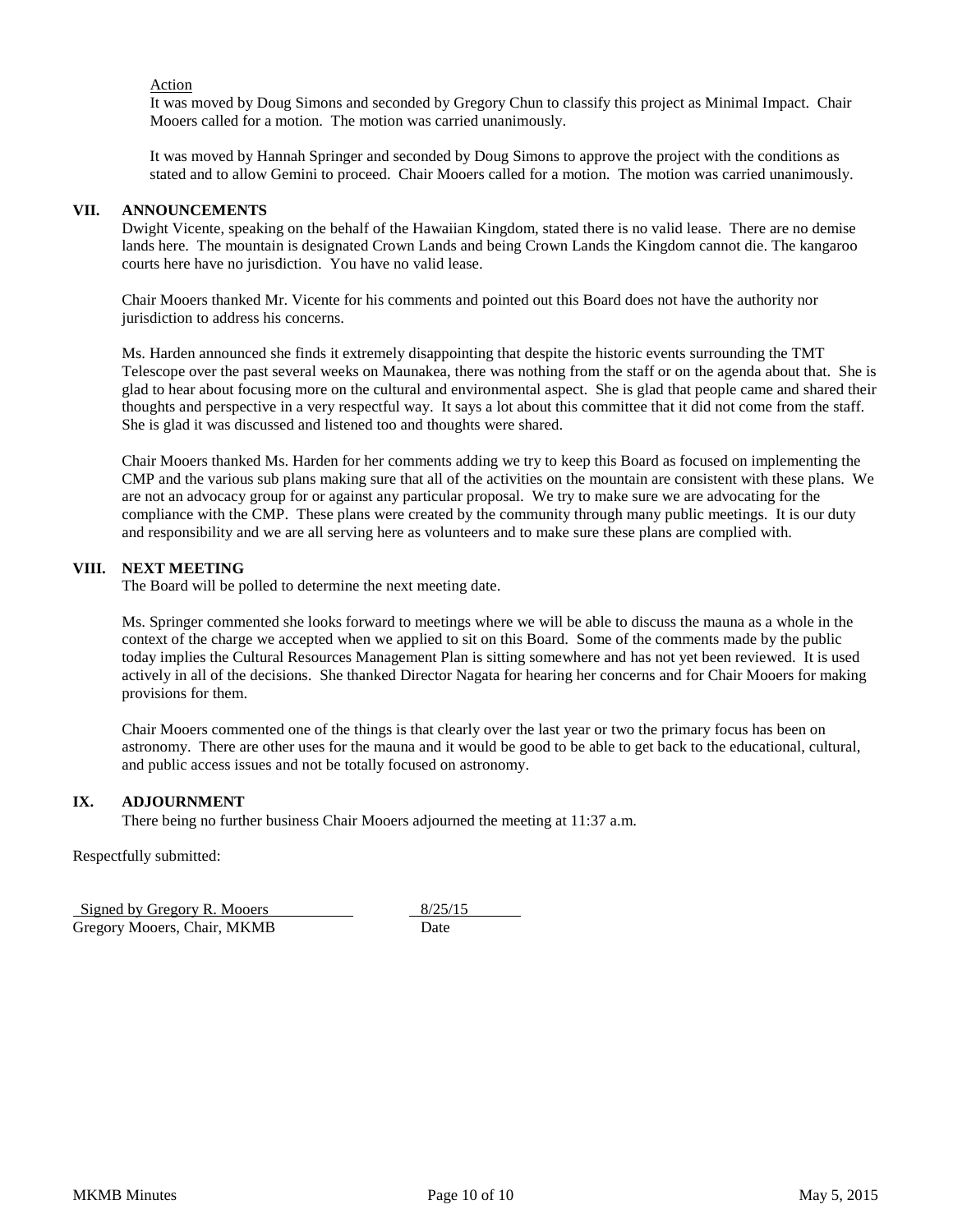Action

It was moved by Doug Simons and seconded by Gregory Chun to classify this project as Minimal Impact. Chair Mooers called for a motion. The motion was carried unanimously.

It was moved by Hannah Springer and seconded by Doug Simons to approve the project with the conditions as stated and to allow Gemini to proceed. Chair Mooers called for a motion. The motion was carried unanimously.

## VII. ANNOUNCEMENTS

Dwight Vicente, speaking on the behalf of the Hawaiian Kingdom, stated there is no valid lease. There are no demise lands here. The mountain is designated Crown Lands and being Crown Lands the Kingdom cannot die. The kangaroo courts here have no jurisdiction. You have no valid lease.

Chair Mooers thanked Mr. Vicente for his comments and pointed out this Board does not have the authority nor jurisdiction to address his concerns.

Ms. Harden announced she finds it extremely disappointing that despite the historic events surrounding the TMT Telescope over the past several weeks on Maunakea, there was nothing from the staff or on the agenda about that. She is glad to hear about focusing more on the cultural and environmental aspect. She is glad that people came and shared their thoughts and perspective in a very respectful way. It says a lot about this committee that it did not come from the staff. She is glad it was discussed and listened too and thoughts were shared.

Chair Mooers thanked Ms. Harden for her comments adding we try to keep this Board as focused on implementing the CMP and the various sub plans making sure that all of the activities on the mountain are consistent with these plans. We are not an advocacy group for or against any particular proposal. We try to make sure we are advocating for the compliance with the CMP. These plans were created by the community through many public meetings. It is our duty and responsibility and we are all serving here as volunteers and to make sure these plans are complied with.

## VIII. NEXT MEETING

The Board will be polled to determine the next meeting date.

Ms. Springer commented she looks forward to meetings where we will be able to discuss the mauna as a whole in the context of the charge we accepted when we applied to sit on this Board. Some of the comments made by the public today implies the Cultural Resources Management Plan is sitting somewhere and has not yet been reviewed. It is used actively in all of the decisions. She thanked Director Nagata for hearing her concerns and for Chair Mooers for making provisions for them.

Chair Mooers commented one of the things is that clearly over the last year or two the primary focus has been on astronomy. There are other uses for the mauna and it would be good to be able to get back to the educational, cultural, and public access issues and not be totally focused on astronomy.

## IX. ADJOURNMENT

There being no further business Chair Mooers adjourned the meeting at 11:37 a.m.

Respectfully submitted:

Signed by Gregory R. Mooers — 8/25/15

Gregory Mooers, Chair, MKMB — Date